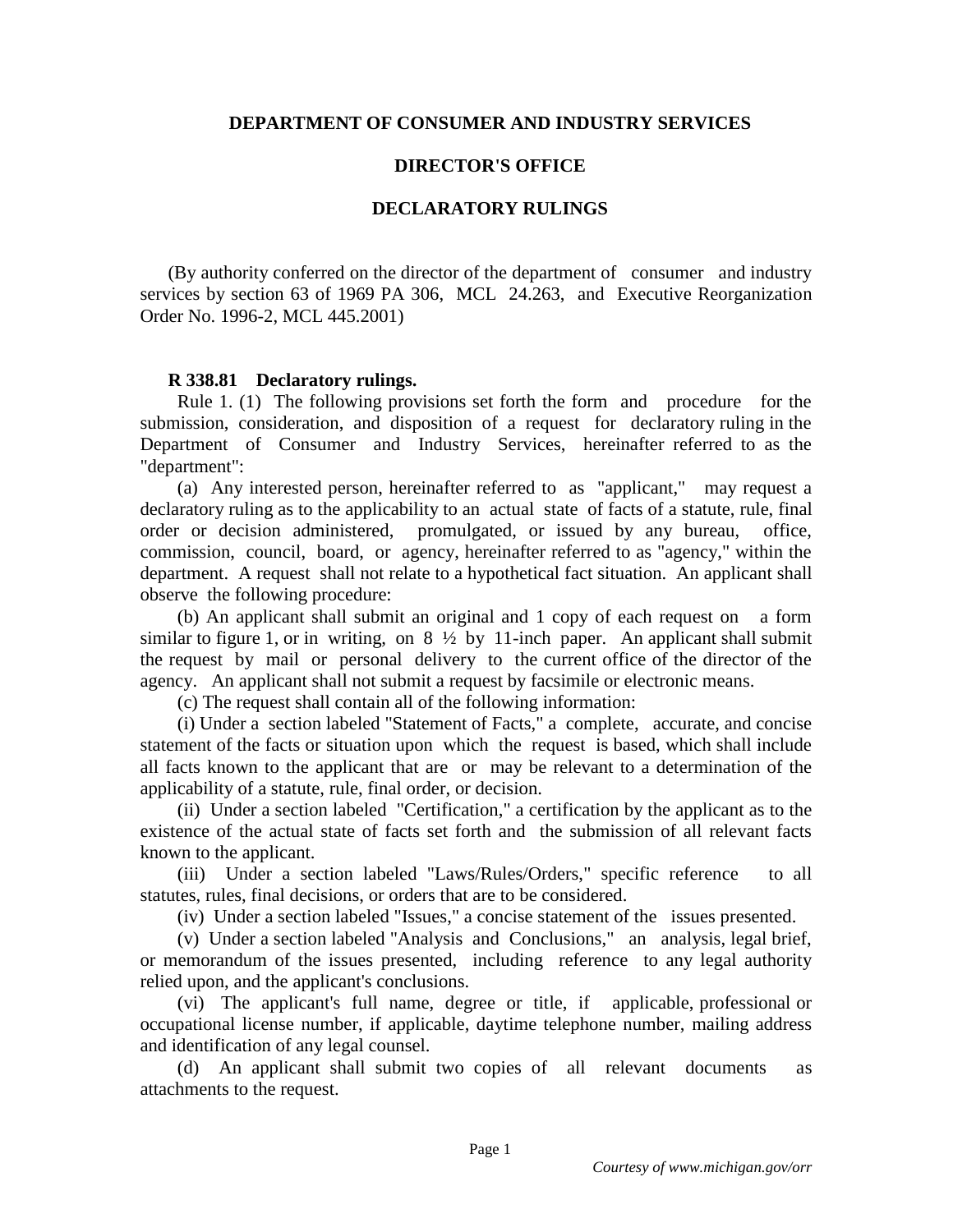# DEPARTMENT OF CONSUMER AND INDUSTRY SERVICES

## DIRECTOR'S OFFICE

## DECLARATORY RULINGS

(By authority conferred on the director of the department of consumer and industry services by section 63 of 1969 PA 306, MCL 24.263, and Executive Reorganization Order No. 1996-2, MCL 445.2001)

**R 338.81 Declaratory rulings.**

Rule 1. (1) The following provisions set forth the form and procedure for the submission, consideration, and disposition of a request for declaratory ruling in the Department of Consumer and Industry Services, hereinafter referred to as the "department":

(a) Any interested person, hereinafter referred to as "applicant," may request a declaratory ruling as to the applicability to an actual state of facts of a statute, rule, final order or decision administered, promulgated, or issued by any bureau, office, commission, council, board, or agency, hereinafter referred to as "agency," within the department. A request shall not relate to a hypothetical fact situation. An applicant shall observe the following procedure:

(b) An applicant shall submit an original and 1 copy of each request on a form similar to figure 1, or in writing, on 8 ½ by 11-inch paper. An applicant shall submit the request by mail or personal delivery to the current office of the director of the agency. An applicant shall not submit a request by facsimile or electronic means.

(c) The request shall contain all of the following information:

(i) Under a section labeled "Statement of Facts," a complete, accurate, and concise statement of the facts or situation upon which the request is based, which shall include all facts known to the applicant that are or may be relevant to a determination of the applicability of a statute, rule, final order, or decision.

(ii) Under a section labeled "Certification," a certification by the applicant as to the existence of the actual state of facts set forth and the submission of all relevant facts known to the applicant.

(iii) Under a section labeled "Laws/Rules/Orders," specific reference to all statutes, rules, final decisions, or orders that are to be considered.

(iv) Under a section labeled "Issues," a concise statement of the issues presented.

(v) Under a section labeled "Analysis and Conclusions," an analysis, legal brief, or memorandum of the issues presented, including reference to any legal authority relied upon, and the applicant's conclusions.

(vi) The applicant's full name, degree or title, if applicable, professional or occupational license number, if applicable, daytime telephone number, mailing address and identification of any legal counsel.

(d) An applicant shall submit two copies of all relevant documents as attachments to the request.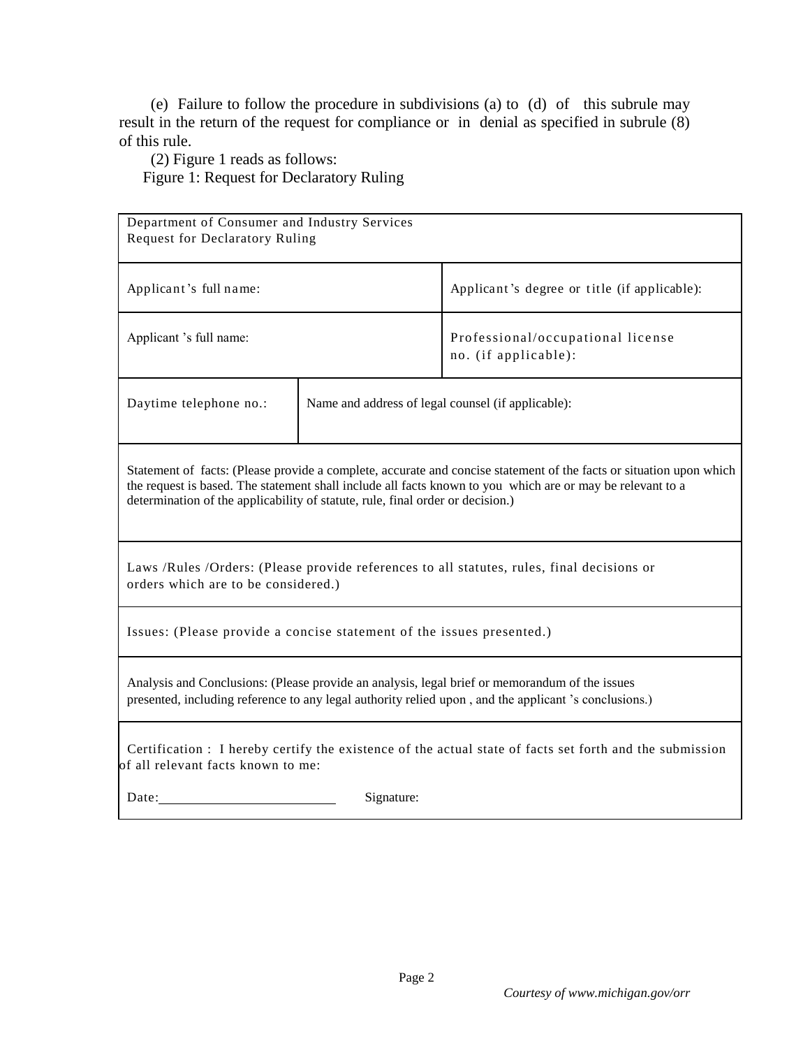(e) Failure to follow the procedure in subdivisions (a) to (d) of this subrule may result in the return of the request for compliance or in denial as specified in subrule (8) of this rule.

(2) Figure 1 reads as follows:

Figure 1: Request for Declaratory Ruling

| Department of Consumer and Industry Services<br>Request for Declaratory Ruling | | |
|---|---|---|
| Applicant's full name: | | Applicant's degree or title (if applicable): |
| Applicant 's full name: | | Professional/occupational license no. (if applicable): |
| Daytime telephone no.: | Name and address of legal counsel (if applicable): | |
| Statement of facts: (Please provide a complete, accurate and concise statement of the facts or situation upon which the request is based. The statement shall include all facts known to you which are or may be relevant to a determination of the applicability of statute, rule, final order or decision.) | | |
| Laws /Rules /Orders: (Please provide references to all statutes, rules, final decisions or orders which are to be considered.) | | |
| Issues: (Please provide a concise statement of the issues presented.) | | |
| Analysis and Conclusions: (Please provide an analysis, legal brief or memorandum of the issues presented, including reference to any legal authority relied upon , and the applicant 's conclusions.) | | |
| Certification : I hereby certify the existence of the actual state of facts set forth and the submission of all relevant facts known to me:<br><br>Date:\_\_\_\_\_\_\_\_\_\_\_\_\_\_\_\_\_\_\_\_ Signature: | | |

*Courtesy of www.michigan.gov/orr*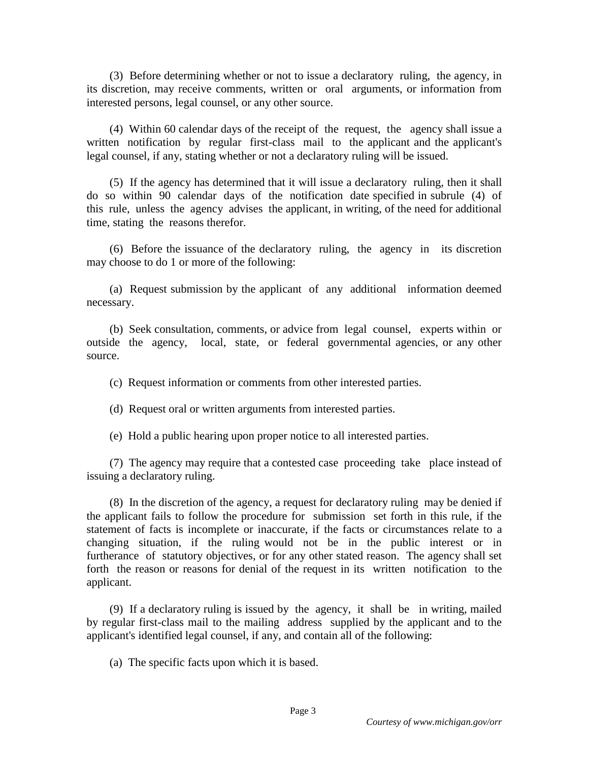(3) Before determining whether or not to issue a declaratory ruling, the agency, in its discretion, may receive comments, written or oral arguments, or information from interested persons, legal counsel, or any other source.

(4) Within 60 calendar days of the receipt of the request, the agency shall issue a written notification by regular first-class mail to the applicant and the applicant's legal counsel, if any, stating whether or not a declaratory ruling will be issued.

(5) If the agency has determined that it will issue a declaratory ruling, then it shall do so within 90 calendar days of the notification date specified in subrule (4) of this rule, unless the agency advises the applicant, in writing, of the need for additional time, stating the reasons therefor.

(6) Before the issuance of the declaratory ruling, the agency in its discretion may choose to do 1 or more of the following:

(a) Request submission by the applicant of any additional information deemed necessary.

(b) Seek consultation, comments, or advice from legal counsel, experts within or outside the agency, local, state, or federal governmental agencies, or any other source.

(c) Request information or comments from other interested parties.

(d) Request oral or written arguments from interested parties.

(e) Hold a public hearing upon proper notice to all interested parties.

(7) The agency may require that a contested case proceeding take place instead of issuing a declaratory ruling.

(8) In the discretion of the agency, a request for declaratory ruling may be denied if the applicant fails to follow the procedure for submission set forth in this rule, if the statement of facts is incomplete or inaccurate, if the facts or circumstances relate to a changing situation, if the ruling would not be in the public interest or in furtherance of statutory objectives, or for any other stated reason. The agency shall set forth the reason or reasons for denial of the request in its written notification to the applicant.

(9) If a declaratory ruling is issued by the agency, it shall be in writing, mailed by regular first-class mail to the mailing address supplied by the applicant and to the applicant's identified legal counsel, if any, and contain all of the following:

(a) The specific facts upon which it is based.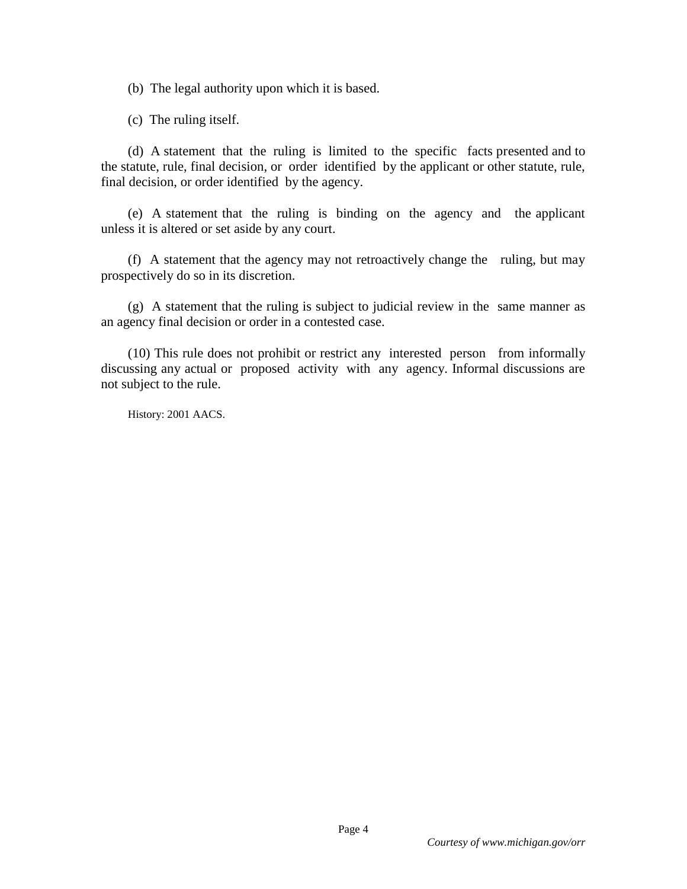(b) The legal authority upon which it is based.

(c) The ruling itself.

(d) A statement that the ruling is limited to the specific facts presented and to the statute, rule, final decision, or order identified by the applicant or other statute, rule, final decision, or order identified by the agency.

(e) A statement that the ruling is binding on the agency and the applicant unless it is altered or set aside by any court.

(f) A statement that the agency may not retroactively change the ruling, but may prospectively do so in its discretion.

(g) A statement that the ruling is subject to judicial review in the same manner as an agency final decision or order in a contested case.

(10) This rule does not prohibit or restrict any interested person from informally discussing any actual or proposed activity with any agency. Informal discussions are not subject to the rule.

History: 2001 AACS.

*Courtesy of www.michigan.gov/orr*